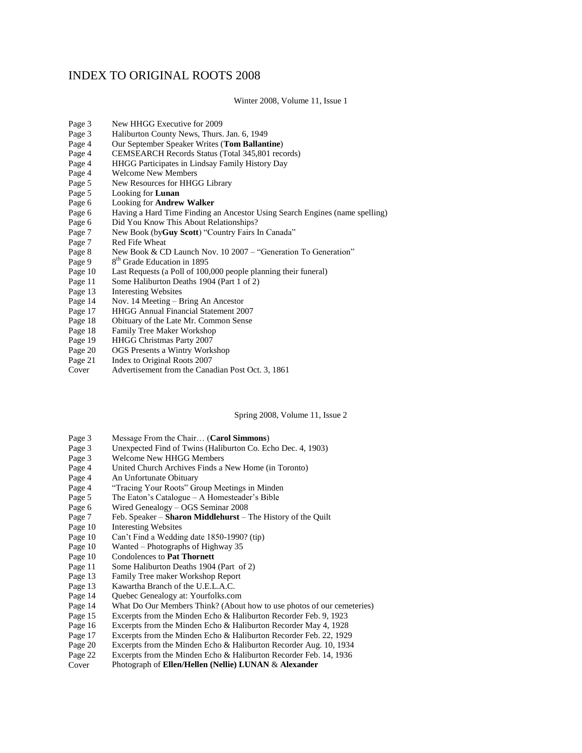# INDEX TO ORIGINAL ROOTS 2008

## Winter 2008, Volume 11, Issue 1

| | |
|---|---|
| Page 3 | New HHGG Executive for 2009 |
| Page 3 | Haliburton County News, Thurs. Jan. 6, 1949 |
| Page 4 | Our September Speaker Writes (**Tom Ballantine**) |
| Page 4 | CEMSEARCH Records Status (Total 345,801 records) |
| Page 4 | HHGG Participates in Lindsay Family History Day |
| Page 4 | Welcome New Members |
| Page 5 | New Resources for HHGG Library |
| Page 5 | Looking for **Lunan** |
| Page 6 | Looking for **Andrew Walker** |
| Page 6 | Having a Hard Time Finding an Ancestor Using Search Engines (name spelling) |
| Page 6 | Did You Know This About Relationships? |
| Page 7 | New Book (by**Guy Scott**) "Country Fairs In Canada" |
| Page 7 | Red Fife Wheat |
| Page 8 | New Book & CD Launch Nov. 10 2007 – "Generation To Generation" |
| Page 9 | 8th Grade Education in 1895 |
| Page 10 | Last Requests (a Poll of 100,000 people planning their funeral) |
| Page 11 | Some Haliburton Deaths 1904 (Part 1 of 2) |
| Page 13 | Interesting Websites |
| Page 14 | Nov. 14 Meeting – Bring An Ancestor |
| Page 17 | HHGG Annual Financial Statement 2007 |
| Page 18 | Obituary of the Late Mr. Common Sense |
| Page 18 | Family Tree Maker Workshop |
| Page 19 | HHGG Christmas Party 2007 |
| Page 20 | OGS Presents a Wintry Workshop |
| Page 21 | Index to Original Roots 2007 |
| Cover | Advertisement from the Canadian Post Oct. 3, 1861 |

## Spring 2008, Volume 11, Issue 2

| | |
|---|---|
| Page 3 | Message From the Chair… (**Carol Simmons**) |
| Page 3 | Unexpected Find of Twins (Haliburton Co. Echo Dec. 4, 1903) |
| Page 3 | Welcome New HHGG Members |
| Page 4 | United Church Archives Finds a New Home (in Toronto) |
| Page 4 | An Unfortunate Obituary |
| Page 4 | "Tracing Your Roots" Group Meetings in Minden |
| Page 5 | The Eaton's Catalogue – A Homesteader's Bible |
| Page 6 | Wired Genealogy – OGS Seminar 2008 |
| Page 7 | Feb. Speaker – **Sharon Middlehurst** – The History of the Quilt |
| Page 10 | Interesting Websites |
| Page 10 | Can't Find a Wedding date 1850-1990? (tip) |
| Page 10 | Wanted – Photographs of Highway 35 |
| Page 10 | Condolences to **Pat Thornett** |
| Page 11 | Some Haliburton Deaths 1904 (Part of 2) |
| Page 13 | Family Tree maker Workshop Report |
| Page 13 | Kawartha Branch of the U.E.L.A.C. |
| Page 14 | Quebec Genealogy at: Yourfolks.com |
| Page 14 | What Do Our Members Think? (About how to use photos of our cemeteries) |
| Page 15 | Excerpts from the Minden Echo & Haliburton Recorder Feb. 9, 1923 |
| Page 16 | Excerpts from the Minden Echo & Haliburton Recorder May 4, 1928 |
| Page 17 | Excerpts from the Minden Echo & Haliburton Recorder Feb. 22, 1929 |
| Page 20 | Excerpts from the Minden Echo & Haliburton Recorder Aug. 10, 1934 |
| Page 22 | Excerpts from the Minden Echo & Haliburton Recorder Feb. 14, 1936 |
| Cover | Photograph of **Ellen/Hellen (Nellie) LUNAN** & **Alexander** |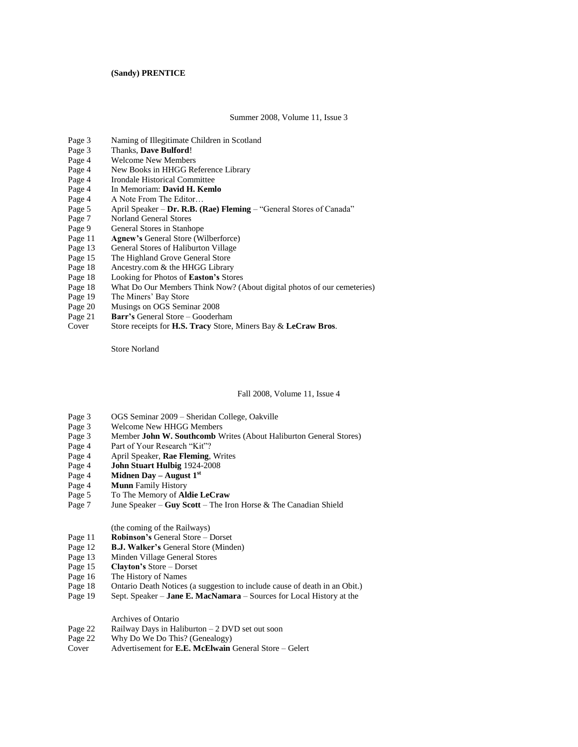**(Sandy) PRENTICE**

Summer 2008, Volume 11, Issue 3

| | |
|---|---|
| Page 3 | Naming of Illegitimate Children in Scotland |
| Page 3 | Thanks, **Dave Bulford**! |
| Page 4 | Welcome New Members |
| Page 4 | New Books in HHGG Reference Library |
| Page 4 | Irondale Historical Committee |
| Page 4 | In Memoriam: **David H. Kemlo** |
| Page 4 | A Note From The Editor… |
| Page 5 | April Speaker – **Dr. R.B. (Rae) Fleming** – "General Stores of Canada" |
| Page 7 | Norland General Stores |
| Page 9 | General Stores in Stanhope |
| Page 11 | **Agnew's** General Store (Wilberforce) |
| Page 13 | General Stores of Haliburton Village |
| Page 15 | The Highland Grove General Store |
| Page 18 | Ancestry.com & the HHGG Library |
| Page 18 | Looking for Photos of **Easton's** Stores |
| Page 18 | What Do Our Members Think Now? (About digital photos of our cemeteries) |
| Page 19 | The Miners' Bay Store |
| Page 20 | Musings on OGS Seminar 2008 |
| Page 21 | **Barr's** General Store – Gooderham |
| Cover | Store receipts for **H.S. Tracy** Store, Miners Bay & **LeCraw Bros**. |

Store Norland

Fall 2008, Volume 11, Issue 4

| | |
|---|---|
| Page 3 | OGS Seminar 2009 – Sheridan College, Oakville |
| Page 3 | Welcome New HHGG Members |
| Page 3 | Member **John W. Southcomb** Writes (About Haliburton General Stores) |
| Page 4 | Part of Your Research "Kit"? |
| Page 4 | April Speaker, **Rae Fleming**, Writes |
| Page 4 | **John Stuart Hulbig** 1924-2008 |
| Page 4 | **Midnen Day – August 1st** |
| Page 4 | **Munn** Family History |
| Page 5 | To The Memory of **Aldie LeCraw** |
| Page 7 | June Speaker – **Guy Scott** – The Iron Horse & The Canadian Shield (the coming of the Railways) |
| Page 11 | **Robinson's** General Store – Dorset |
| Page 12 | **B.J. Walker's** General Store (Minden) |
| Page 13 | Minden Village General Stores |
| Page 15 | **Clayton's** Store – Dorset |
| Page 16 | The History of Names |
| Page 18 | Ontario Death Notices (a suggestion to include cause of death in an Obit.) |
| Page 19 | Sept. Speaker – **Jane E. MacNamara** – Sources for Local History at the Archives of Ontario |
| Page 22 | Railway Days in Haliburton – 2 DVD set out soon |
| Page 22 | Why Do We Do This? (Genealogy) |
| Cover | Advertisement for **E.E. McElwain** General Store – Gelert |